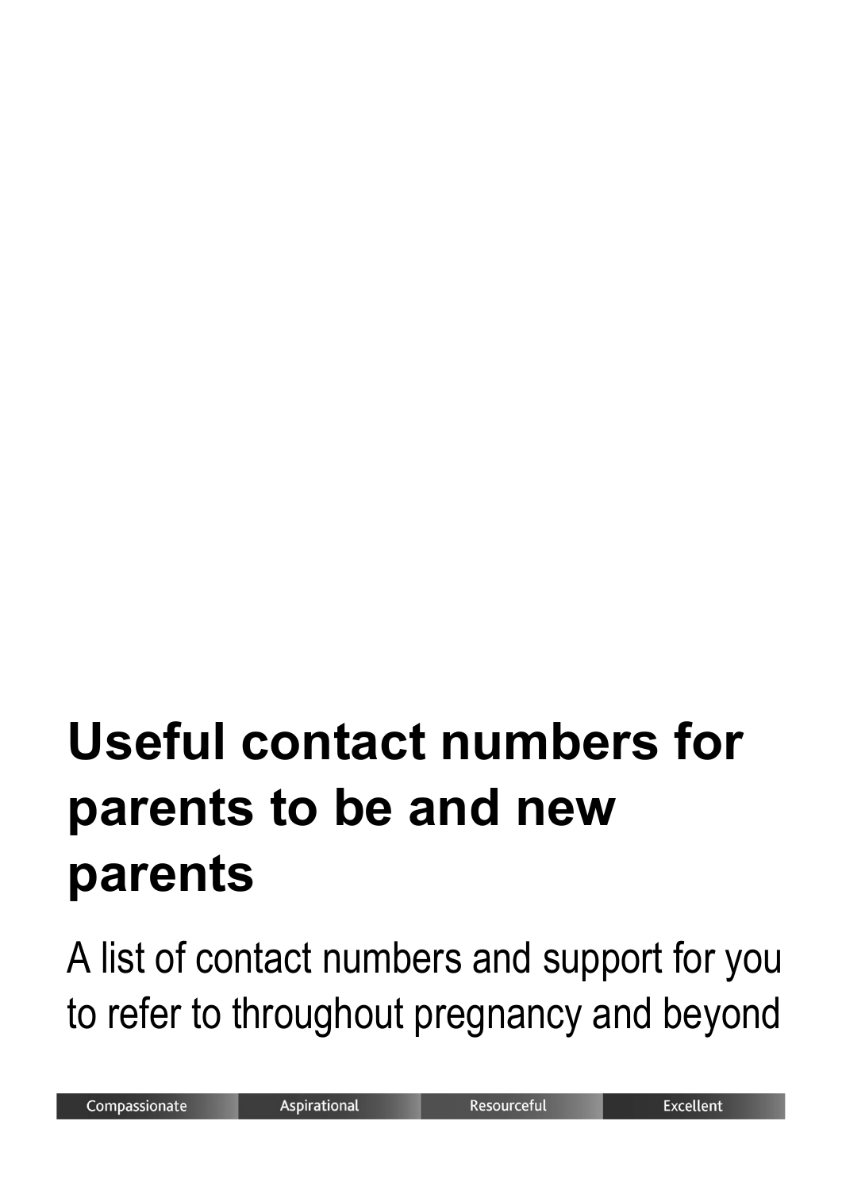# Useful contact numbers for parents to be and new parents

A list of contact numbers and support for you to refer to throughout pregnancy and beyond

Compassionate | Aspirational | Resourceful | Excellent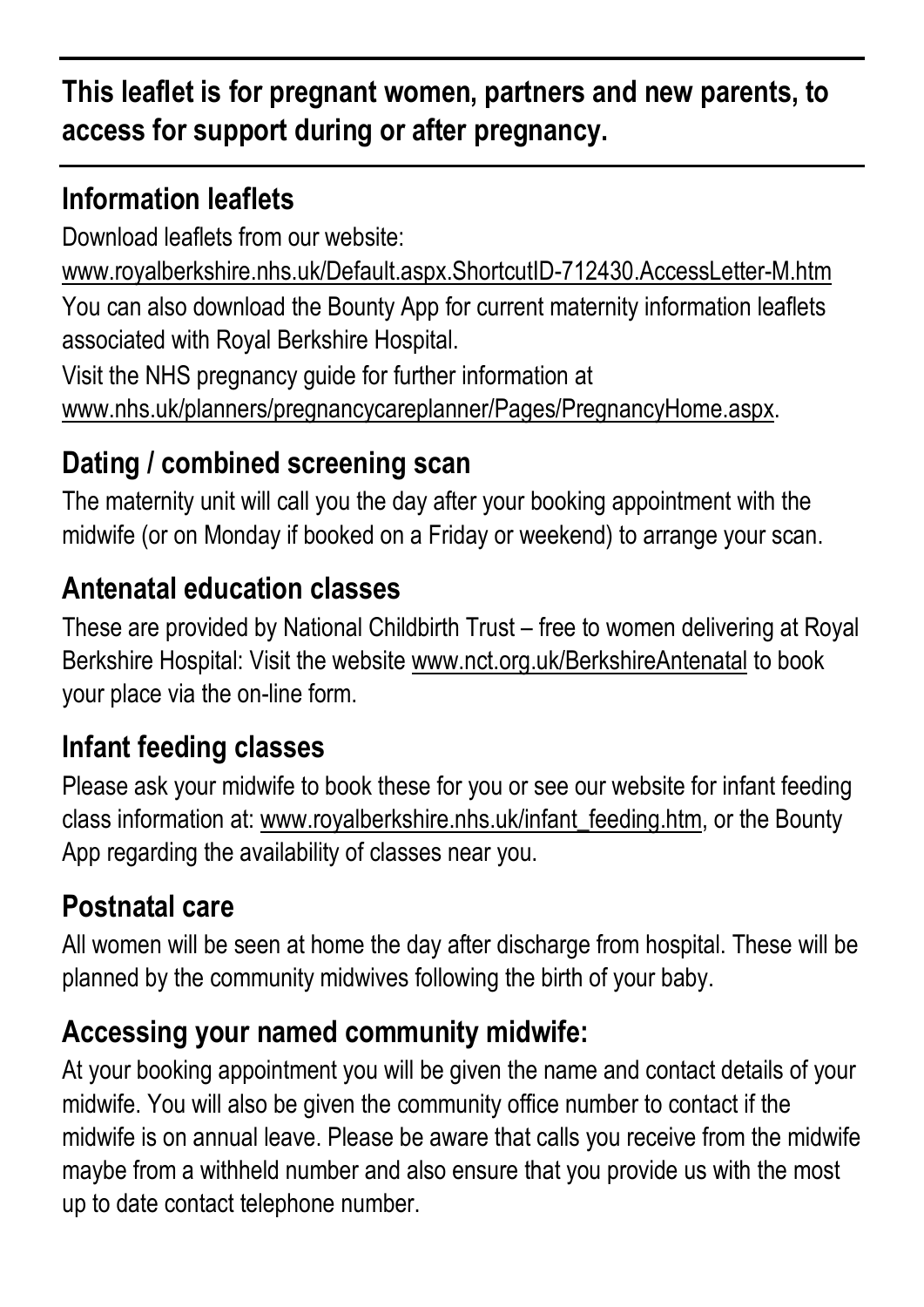**This leaflet is for pregnant women, partners and new parents, to access for support during or after pregnancy.**

## Information leaflets

Download leaflets from our website:
www.royalberkshire.nhs.uk/Default.aspx.ShortcutID-712430.AccessLetter-M.htm
You can also download the Bounty App for current maternity information leaflets associated with Royal Berkshire Hospital.
Visit the NHS pregnancy guide for further information at
www.nhs.uk/planners/pregnancycareplanner/Pages/PregnancyHome.aspx.

## Dating / combined screening scan

The maternity unit will call you the day after your booking appointment with the midwife (or on Monday if booked on a Friday or weekend) to arrange your scan.

## Antenatal education classes

These are provided by National Childbirth Trust – free to women delivering at Royal Berkshire Hospital: Visit the website www.nct.org.uk/BerkshireAntenatal to book your place via the on-line form.

## Infant feeding classes

Please ask your midwife to book these for you or see our website for infant feeding class information at: www.royalberkshire.nhs.uk/infant_feeding.htm, or the Bounty App regarding the availability of classes near you.

## Postnatal care

All women will be seen at home the day after discharge from hospital. These will be planned by the community midwives following the birth of your baby.

## Accessing your named community midwife:

At your booking appointment you will be given the name and contact details of your midwife. You will also be given the community office number to contact if the midwife is on annual leave. Please be aware that calls you receive from the midwife maybe from a withheld number and also ensure that you provide us with the most up to date contact telephone number.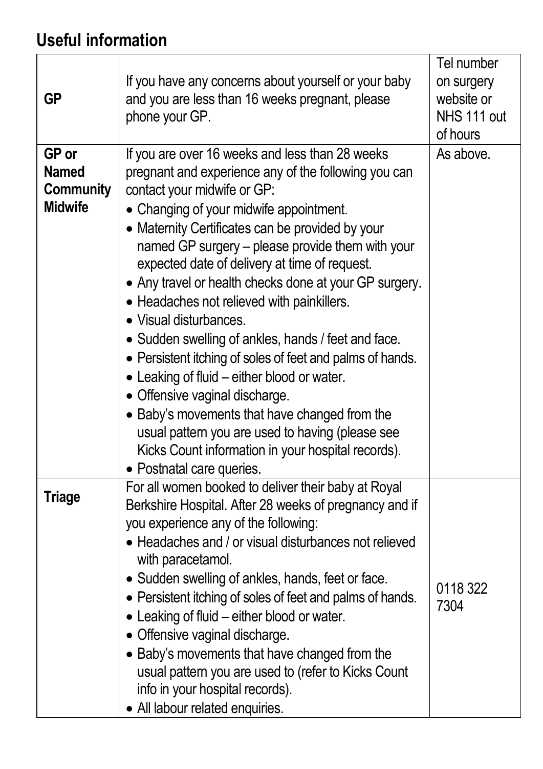## Useful information

| | | |
|---|---|---|
| **GP** | If you have any concerns about yourself or your baby and you are less than 16 weeks pregnant, please phone your GP. | Tel number on surgery website or NHS 111 out of hours |
| **GP or Named Community Midwife** | If you are over 16 weeks and less than 28 weeks pregnant and experience any of the following you can contact your midwife or GP:<br>• Changing of your midwife appointment.<br>• Maternity Certificates can be provided by your named GP surgery – please provide them with your expected date of delivery at time of request.<br>• Any travel or health checks done at your GP surgery.<br>• Headaches not relieved with painkillers.<br>• Visual disturbances.<br>• Sudden swelling of ankles, hands / feet and face.<br>• Persistent itching of soles of feet and palms of hands.<br>• Leaking of fluid – either blood or water.<br>• Offensive vaginal discharge.<br>• Baby's movements that have changed from the usual pattern you are used to having (please see Kicks Count information in your hospital records).<br>• Postnatal care queries. | As above. |
| **Triage** | For all women booked to deliver their baby at Royal Berkshire Hospital. After 28 weeks of pregnancy and if you experience any of the following:<br>• Headaches and / or visual disturbances not relieved with paracetamol.<br>• Sudden swelling of ankles, hands, feet or face.<br>• Persistent itching of soles of feet and palms of hands.<br>• Leaking of fluid – either blood or water.<br>• Offensive vaginal discharge.<br>• Baby's movements that have changed from the usual pattern you are used to (refer to Kicks Count info in your hospital records).<br>• All labour related enquiries. | 0118 322 7304 |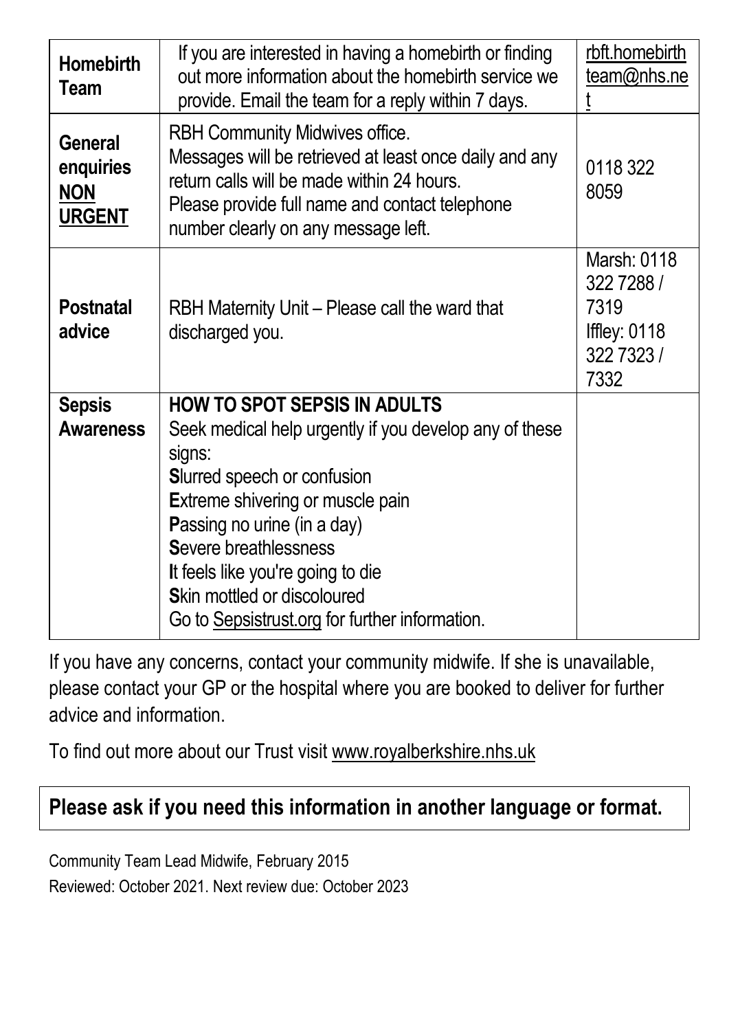| | | |
|---|---|---|
| **Homebirth Team** | If you are interested in having a homebirth or finding out more information about the homebirth service we provide. Email the team for a reply within 7 days. | rbft.homebirthteam@nhs.net |
| **General enquiries <u>NON URGENT</u>** | RBH Community Midwives office. Messages will be retrieved at least once daily and any return calls will be made within 24 hours. Please provide full name and contact telephone number clearly on any message left. | 0118 322 8059 |
| **Postnatal advice** | RBH Maternity Unit – Please call the ward that discharged you. | Marsh: 0118 322 7288 / 7319 Iffley: 0118 322 7323 / 7332 |
| **Sepsis Awareness** | **HOW TO SPOT SEPSIS IN ADULTS** Seek medical help urgently if you develop any of these signs: **S**lurred speech or confusion **E**xtreme shivering or muscle pain **P**assing no urine (in a day) **S**evere breathlessness **I**t feels like you're going to die **S**kin mottled or discoloured Go to Sepsistrust.org for further information. | |

If you have any concerns, contact your community midwife. If she is unavailable, please contact your GP or the hospital where you are booked to deliver for further advice and information.

To find out more about our Trust visit www.royalberkshire.nhs.uk

**Please ask if you need this information in another language or format.**

Community Team Lead Midwife, February 2015

Reviewed: October 2021. Next review due: October 2023